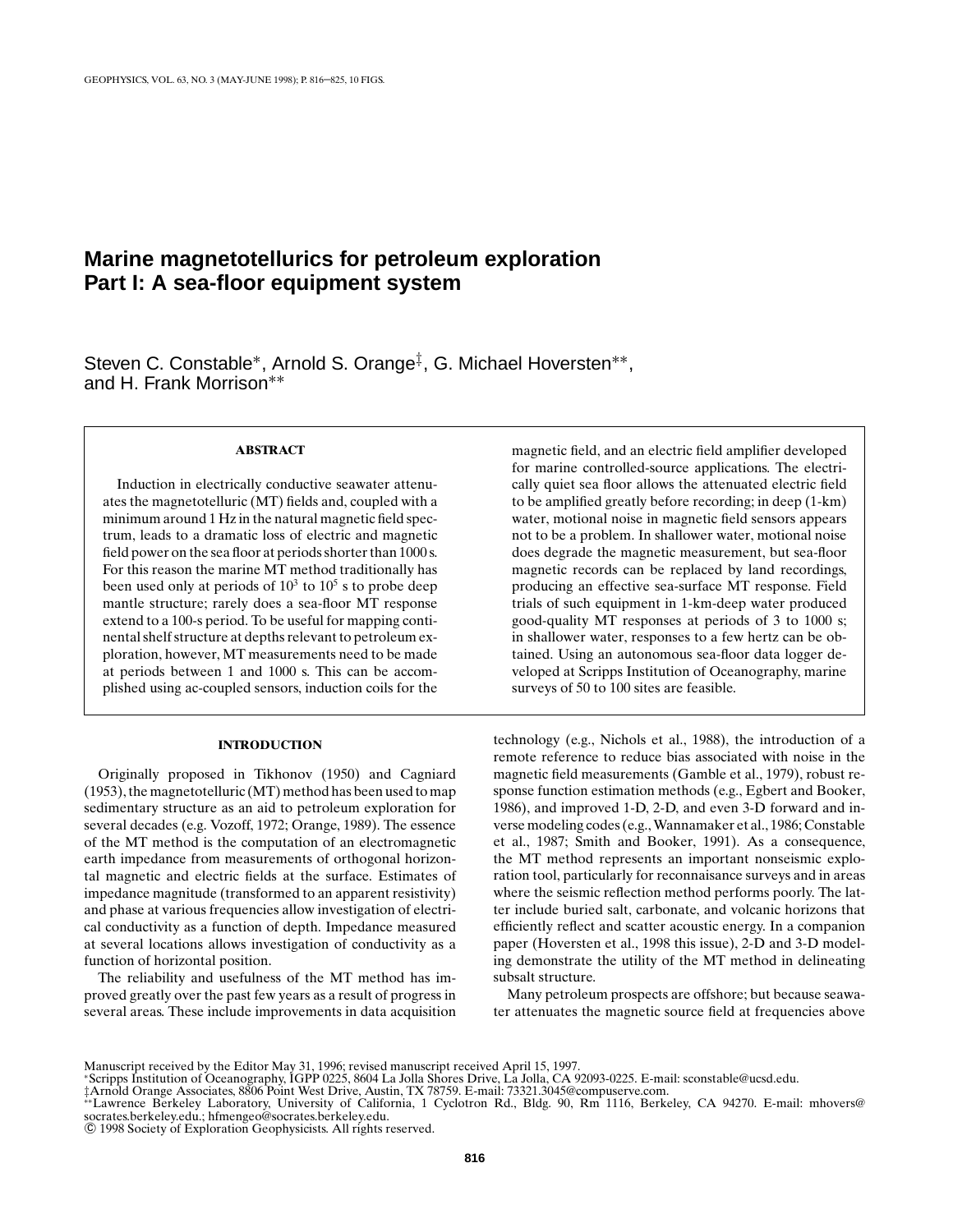# Marine magnetotellurics for petroleum exploration Part I: A sea-floor equipment system

Steven C. Constable*, Arnold S. Orange‡, G. Michael Hoversten**, and H. Frank Morrison**

## ABSTRACT

Induction in electrically conductive seawater attenuates the magnetotelluric (MT) fields and, coupled with a minimum around 1 Hz in the natural magnetic field spectrum, leads to a dramatic loss of electric and magnetic field power on the sea floor at periods shorter than 1000 s. For this reason the marine MT method traditionally has been used only at periods of $10^3$ to $10^5$ s to probe deep mantle structure; rarely does a sea-floor MT response extend to a 100-s period. To be useful for mapping continental shelf structure at depths relevant to petroleum exploration, however, MT measurements need to be made at periods between 1 and 1000 s. This can be accomplished using ac-coupled sensors, induction coils for the magnetic field, and an electric field amplifier developed for marine controlled-source applications. The electrically quiet sea floor allows the attenuated electric field to be amplified greatly before recording; in deep (1-km) water, motional noise in magnetic field sensors appears not to be a problem. In shallower water, motional noise does degrade the magnetic measurement, but sea-floor magnetic records can be replaced by land recordings, producing an effective sea-surface MT response. Field trials of such equipment in 1-km-deep water produced good-quality MT responses at periods of 3 to 1000 s; in shallower water, responses to a few hertz can be obtained. Using an autonomous sea-floor data logger developed at Scripps Institution of Oceanography, marine surveys of 50 to 100 sites are feasible.

## INTRODUCTION

Originally proposed in Tikhonov (1950) and Cagniard (1953), the magnetotelluric (MT) method has been used to map sedimentary structure as an aid to petroleum exploration for several decades (e.g. Vozoff, 1972; Orange, 1989). The essence of the MT method is the computation of an electromagnetic earth impedance from measurements of orthogonal horizontal magnetic and electric fields at the surface. Estimates of impedance magnitude (transformed to an apparent resistivity) and phase at various frequencies allow investigation of electrical conductivity as a function of depth. Impedance measured at several locations allows investigation of conductivity as a function of horizontal position.

The reliability and usefulness of the MT method has improved greatly over the past few years as a result of progress in several areas. These include improvements in data acquisition technology (e.g., Nichols et al., 1988), the introduction of a remote reference to reduce bias associated with noise in the magnetic field measurements (Gamble et al., 1979), robust response function estimation methods (e.g., Egbert and Booker, 1986), and improved 1-D, 2-D, and even 3-D forward and inverse modeling codes (e.g., Wannamaker et al., 1986; Constable et al., 1987; Smith and Booker, 1991). As a consequence, the MT method represents an important nonseismic exploration tool, particularly for reconnaisance surveys and in areas where the seismic reflection method performs poorly. The latter include buried salt, carbonate, and volcanic horizons that efficiently reflect and scatter acoustic energy. In a companion paper (Hoversten et al., 1998 this issue), 2-D and 3-D modeling demonstrate the utility of the MT method in delineating subsalt structure.

Many petroleum prospects are offshore; but because seawater attenuates the magnetic source field at frequencies above

---

Manuscript received by the Editor May 31, 1996; revised manuscript received April 15, 1997.
*Scripps Institution of Oceanography, IGPP 0225, 8604 La Jolla Shores Drive, La Jolla, CA 92093-0225. E-mail: sconstable@ucsd.edu.
‡Arnold Orange Associates, 8806 Point West Drive, Austin, TX 78759. E-mail: 73321.3045@compuserve.com.
**Lawrence Berkeley Laboratory, University of California, 1 Cyclotron Rd., Bldg. 90, Rm 1116, Berkeley, CA 94270. E-mail: mhovers@socrates.berkeley.edu.; hfmengeo@socrates.berkeley.edu.
© 1998 Society of Exploration Geophysicists. All rights reserved.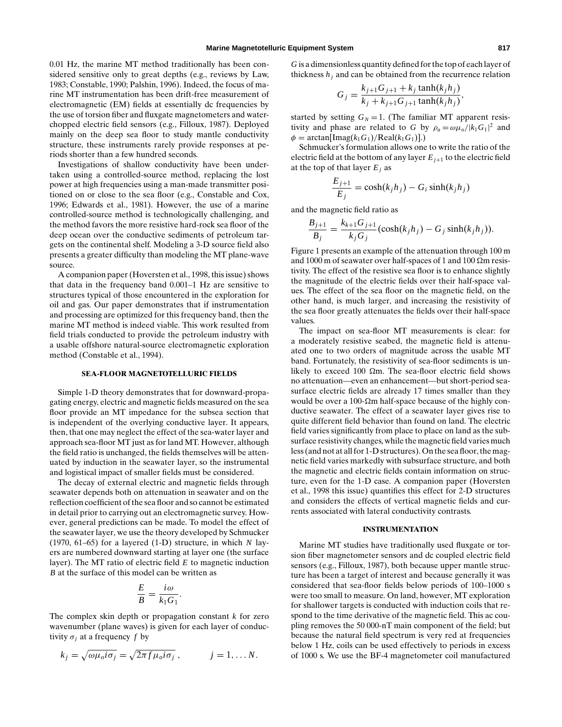0.01 Hz, the marine MT method traditionally has been considered sensitive only to great depths (e.g., reviews by Law, 1983; Constable, 1990; Palshin, 1996). Indeed, the focus of marine MT instrumentation has been drift-free measurement of electromagnetic (EM) fields at essentially dc frequencies by the use of torsion fiber and fluxgate magnetometers and water-chopped electric field sensors (e.g., Filloux, 1987). Deployed mainly on the deep sea floor to study mantle conductivity structure, these instruments rarely provide responses at periods shorter than a few hundred seconds.

Investigations of shallow conductivity have been undertaken using a controlled-source method, replacing the lost power at high frequencies using a man-made transmitter positioned on or close to the sea floor (e.g., Constable and Cox, 1996; Edwards et al., 1981). However, the use of a marine controlled-source method is technologically challenging, and the method favors the more resistive hard-rock sea floor of the deep ocean over the conductive sediments of petroleum targets on the continental shelf. Modeling a 3-D source field also presents a greater difficulty than modeling the MT plane-wave source.

A companion paper (Hoversten et al., 1998, this issue) shows that data in the frequency band 0.001–1 Hz are sensitive to structures typical of those encountered in the exploration for oil and gas. Our paper demonstrates that if instrumentation and processing are optimized for this frequency band, then the marine MT method is indeed viable. This work resulted from field trials conducted to provide the petroleum industry with a usable offshore natural-source electromagnetic exploration method (Constable et al., 1994).

## SEA-FLOOR MAGNETOTELLURIC FIELDS

Simple 1-D theory demonstrates that for downward-propagating energy, electric and magnetic fields measured on the sea floor provide an MT impedance for the subsea section that is independent of the overlying conductive layer. It appears, then, that one may neglect the effect of the sea-water layer and approach sea-floor MT just as for land MT. However, although the field ratio is unchanged, the fields themselves will be attenuated by induction in the seawater layer, so the instrumental and logistical impact of smaller fields must be considered.

The decay of external electric and magnetic fields through seawater depends both on attenuation in seawater and on the reflection coefficient of the sea floor and so cannot be estimated in detail prior to carrying out an electromagnetic survey. However, general predictions can be made. To model the effect of the seawater layer, we use the theory developed by Schmucker (1970, 61–65) for a layered (1-D) structure, in which $N$ layers are numbered downward starting at layer one (the surface layer). The MT ratio of electric field $E$ to magnetic induction $B$ at the surface of this model can be written as

$$\frac{E}{B} = \frac{i\omega}{k_1 G_1}.$$

The complex skin depth or propagation constant $k$ for zero wavenumber (plane waves) is given for each layer of conductivity $\sigma_j$ at a frequency $f$ by

$$k_j = \sqrt{\omega \mu_o i \sigma_j} = \sqrt{2\pi f \mu_o i \sigma_j}\,, \qquad j = 1, \ldots N.$$

$G$ is a dimensionless quantity defined for the top of each layer of thickness $h_j$ and can be obtained from the recurrence relation

$$G_j = \frac{k_{j+1} G_{j+1} + k_j \tanh(k_j h_j)}{k_j + k_{j+1} G_{j+1} \tanh(k_j h_j)},$$

started by setting $G_N = 1$. (The familiar MT apparent resistivity and phase are related to $G$ by $\rho_a = \omega\mu_o/|k_1 G_1|^2$ and $\phi = \arctan[\mathrm{Imag}(k_1 G_1)/\mathrm{Real}(k_1 G_1)]$.)

Schmucker's formulation allows one to write the ratio of the electric field at the bottom of any layer $E_{j+1}$ to the electric field at the top of that layer $E_j$ as

$$\frac{E_{j+1}}{E_j} = \cosh(k_j h_j) - G_i \sinh(k_j h_j)$$

and the magnetic field ratio as

$$\frac{B_{j+1}}{B_j} = \frac{k_{k+1} G_{j+1}}{k_j G_j}(\cosh(k_j h_j) - G_j \sinh(k_j h_j)).$$

Figure 1 presents an example of the attenuation through 100 m and 1000 m of seawater over half-spaces of 1 and 100 Ωm resistivity. The effect of the resistive sea floor is to enhance slightly the magnitude of the electric fields over their half-space values. The effect of the sea floor on the magnetic field, on the other hand, is much larger, and increasing the resistivity of the sea floor greatly attenuates the fields over their half-space values.

The impact on sea-floor MT measurements is clear: for a moderately resistive seabed, the magnetic field is attenuated one to two orders of magnitude across the usable MT band. Fortunately, the resistivity of sea-floor sediments is unlikely to exceed 100 Ωm. The sea-floor electric field shows no attenuation—even an enhancement—but short-period sea-surface electric fields are already 17 times smaller than they would be over a 100-Ωm half-space because of the highly conductive seawater. The effect of a seawater layer gives rise to quite different field behavior than found on land. The electric field varies significantly from place to place on land as the subsurface resistivity changes, while the magnetic field varies much less (and not at all for 1-D structures). On the sea floor, the magnetic field varies markedly with subsurface structure, and both the magnetic and electric fields contain information on structure, even for the 1-D case. A companion paper (Hoversten et al., 1998 this issue) quantifies this effect for 2-D structures and considers the effects of vertical magnetic fields and currents associated with lateral conductivity contrasts.

## INSTRUMENTATION

Marine MT studies have traditionally used fluxgate or torsion fiber magnetometer sensors and dc coupled electric field sensors (e.g., Filloux, 1987), both because upper mantle structure has been a target of interest and because generally it was considered that sea-floor fields below periods of 100–1000 s were too small to measure. On land, however, MT exploration for shallower targets is conducted with induction coils that respond to the time derivative of the magnetic field. This ac coupling removes the 50 000-nT main component of the field; but because the natural field spectrum is very red at frequencies below 1 Hz, coils can be used effectively to periods in excess of 1000 s. We use the BF-4 magnetometer coil manufactured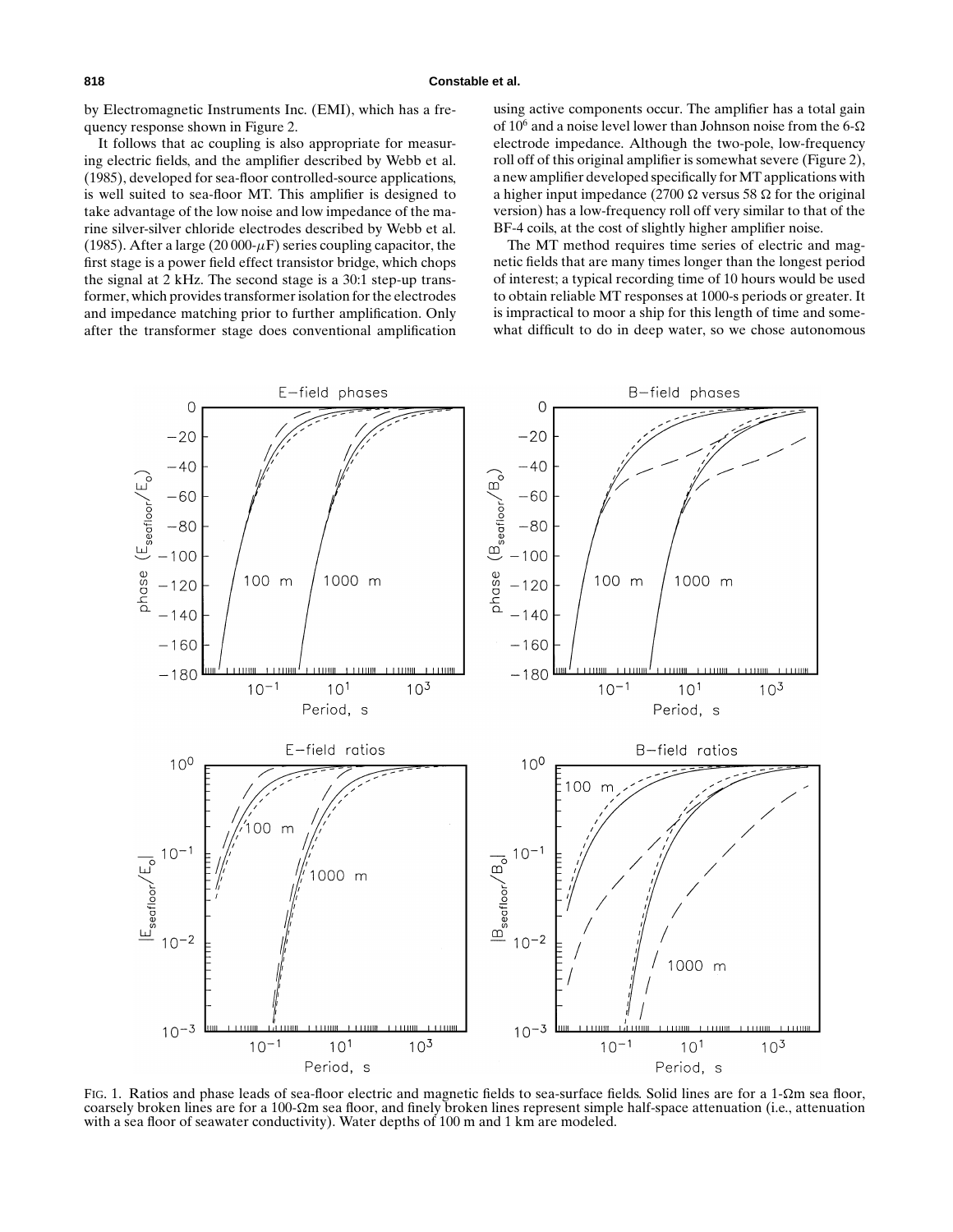by Electromagnetic Instruments Inc. (EMI), which has a frequency response shown in Figure 2.

It follows that ac coupling is also appropriate for measuring electric fields, and the amplifier described by Webb et al. (1985), developed for sea-floor controlled-source applications, is well suited to sea-floor MT. This amplifier is designed to take advantage of the low noise and low impedance of the marine silver-silver chloride electrodes described by Webb et al. (1985). After a large (20 000-$\mu$F) series coupling capacitor, the first stage is a power field effect transistor bridge, which chops the signal at 2 kHz. The second stage is a 30:1 step-up transformer, which provides transformer isolation for the electrodes and impedance matching prior to further amplification. Only after the transformer stage does conventional amplification using active components occur. The amplifier has a total gain of $10^6$ and a noise level lower than Johnson noise from the 6-Ω electrode impedance. Although the two-pole, low-frequency roll off of this original amplifier is somewhat severe (Figure 2), a new amplifier developed specifically for MT applications with a higher input impedance (2700 Ω versus 58 Ω for the original version) has a low-frequency roll off very similar to that of the BF-4 coils, at the cost of slightly higher amplifier noise.

The MT method requires time series of electric and magnetic fields that are many times longer than the longest period of interest; a typical recording time of 10 hours would be used to obtain reliable MT responses at 1000-s periods or greater. It is impractical to moor a ship for this length of time and somewhat difficult to do in deep water, so we chose autonomous

FIG. 1. Ratios and phase leads of sea-floor electric and magnetic fields to sea-surface fields. Solid lines are for a 1-Ωm sea floor, coarsely broken lines are for a 100-Ωm sea floor, and finely broken lines represent simple half-space attenuation (i.e., attenuation with a sea floor of seawater conductivity). Water depths of 100 m and 1 km are modeled.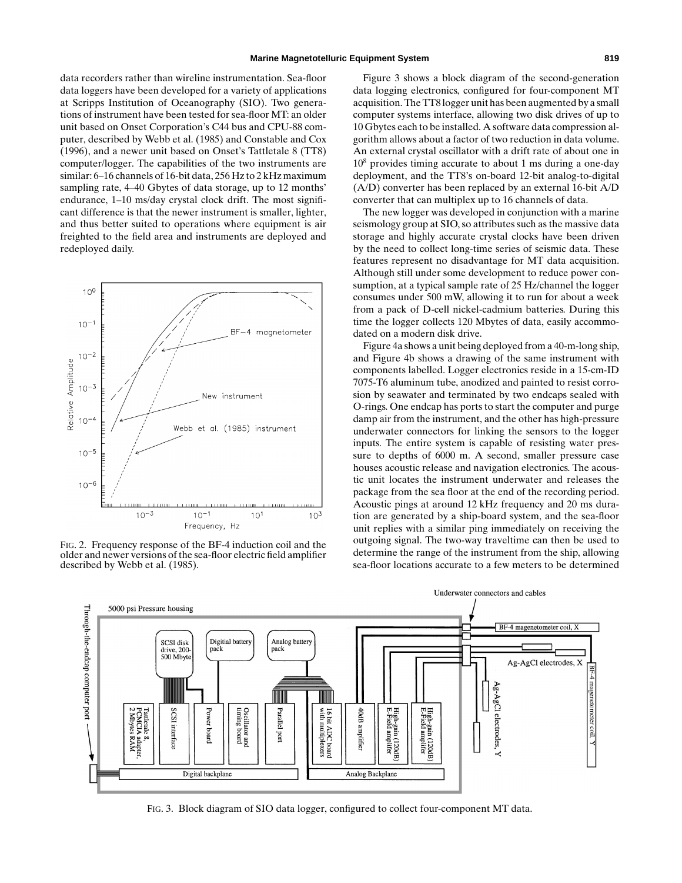data recorders rather than wireline instrumentation. Sea-floor data loggers have been developed for a variety of applications at Scripps Institution of Oceanography (SIO). Two generations of instrument have been tested for sea-floor MT: an older unit based on Onset Corporation's C44 bus and CPU-88 computer, described by Webb et al. (1985) and Constable and Cox (1996), and a newer unit based on Onset's Tattletale 8 (TT8) computer/logger. The capabilities of the two instruments are similar: 6–16 channels of 16-bit data, 256 Hz to 2 kHz maximum sampling rate, 4–40 Gbytes of data storage, up to 12 months' endurance, 1–10 ms/day crystal clock drift. The most significant difference is that the newer instrument is smaller, lighter, and thus better suited to operations where equipment is air freighted to the field area and instruments are deployed and redeployed daily.

FIG. 2. Frequency response of the BF-4 induction coil and the older and newer versions of the sea-floor electric field amplifier described by Webb et al. (1985).

Figure 3 shows a block diagram of the second-generation data logging electronics, configured for four-component MT acquisition. The TT8 logger unit has been augmented by a small computer systems interface, allowing two disk drives of up to 10 Gbytes each to be installed. A software data compression algorithm allows about a factor of two reduction in data volume. An external crystal oscillator with a drift rate of about one in $10^8$ provides timing accurate to about 1 ms during a one-day deployment, and the TT8's on-board 12-bit analog-to-digital (A/D) converter has been replaced by an external 16-bit A/D converter that can multiplex up to 16 channels of data.

The new logger was developed in conjunction with a marine seismology group at SIO, so attributes such as the massive data storage and highly accurate crystal clocks have been driven by the need to collect long-time series of seismic data. These features represent no disadvantage for MT data acquisition. Although still under some development to reduce power consumption, at a typical sample rate of 25 Hz/channel the logger consumes under 500 mW, allowing it to run for about a week from a pack of D-cell nickel-cadmium batteries. During this time the logger collects 120 Mbytes of data, easily accommodated on a modern disk drive.

Figure 4a shows a unit being deployed from a 40-m-long ship, and Figure 4b shows a drawing of the same instrument with components labelled. Logger electronics reside in a 15-cm-ID 7075-T6 aluminum tube, anodized and painted to resist corrosion by seawater and terminated by two endcaps sealed with O-rings. One endcap has ports to start the computer and purge damp air from the instrument, and the other has high-pressure underwater connectors for linking the sensors to the logger inputs. The entire system is capable of resisting water pressure to depths of 6000 m. A second, smaller pressure case houses acoustic release and navigation electronics. The acoustic unit locates the instrument underwater and releases the package from the sea floor at the end of the recording period. Acoustic pings at around 12 kHz frequency and 20 ms duration are generated by a ship-board system, and the sea-floor unit replies with a similar ping immediately on receiving the outgoing signal. The two-way traveltime can then be used to determine the range of the instrument from the ship, allowing sea-floor locations accurate to a few meters to be determined

FIG. 3. Block diagram of SIO data logger, configured to collect four-component MT data.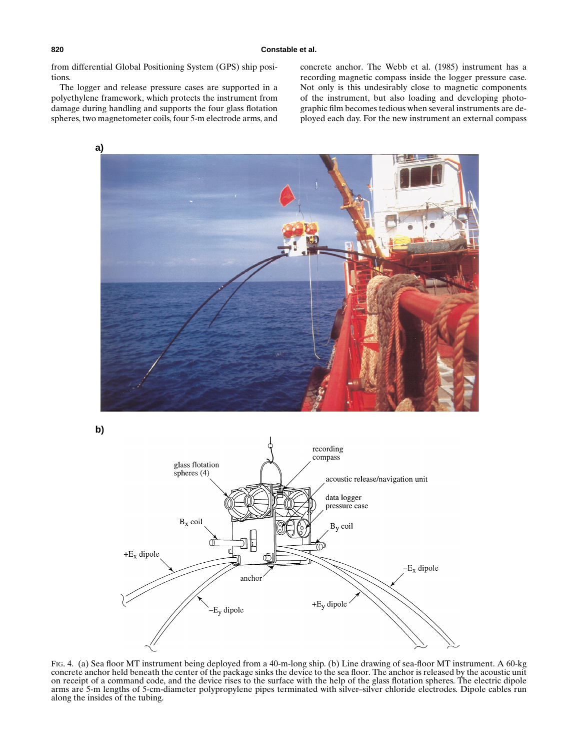from differential Global Positioning System (GPS) ship positions.

The logger and release pressure cases are supported in a polyethylene framework, which protects the instrument from damage during handling and supports the four glass flotation spheres, two magnetometer coils, four 5-m electrode arms, and concrete anchor. The Webb et al. (1985) instrument has a recording magnetic compass inside the logger pressure case. Not only is this undesirably close to magnetic components of the instrument, but also loading and developing photographic film becomes tedious when several instruments are deployed each day. For the new instrument an external compass

FIG. 4. (a) Sea floor MT instrument being deployed from a 40-m-long ship. (b) Line drawing of sea-floor MT instrument. A 60-kg concrete anchor held beneath the center of the package sinks the device to the sea floor. The anchor is released by the acoustic unit on receipt of a command code, and the device rises to the surface with the help of the glass flotation spheres. The electric dipole arms are 5-m lengths of 5-cm-diameter polypropylene pipes terminated with silver–silver chloride electrodes. Dipole cables run along the insides of the tubing.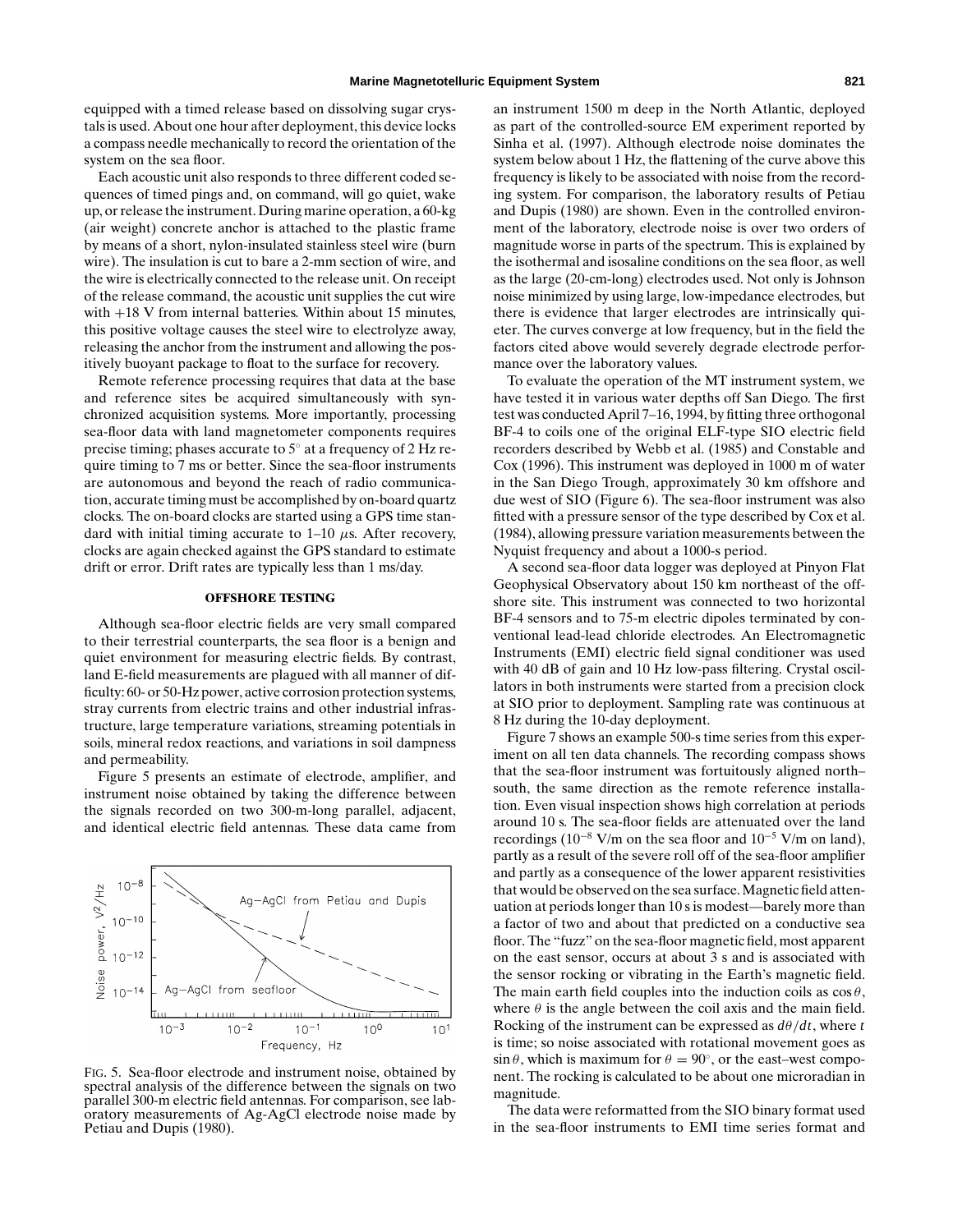equipped with a timed release based on dissolving sugar crystals is used. About one hour after deployment, this device locks a compass needle mechanically to record the orientation of the system on the sea floor.

Each acoustic unit also responds to three different coded sequences of timed pings and, on command, will go quiet, wake up, or release the instrument. During marine operation, a 60-kg (air weight) concrete anchor is attached to the plastic frame by means of a short, nylon-insulated stainless steel wire (burn wire). The insulation is cut to bare a 2-mm section of wire, and the wire is electrically connected to the release unit. On receipt of the release command, the acoustic unit supplies the cut wire with +18 V from internal batteries. Within about 15 minutes, this positive voltage causes the steel wire to electrolyze away, releasing the anchor from the instrument and allowing the positively buoyant package to float to the surface for recovery.

Remote reference processing requires that data at the base and reference sites be acquired simultaneously with synchronized acquisition systems. More importantly, processing sea-floor data with land magnetometer components requires precise timing; phases accurate to 5° at a frequency of 2 Hz require timing to 7 ms or better. Since the sea-floor instruments are autonomous and beyond the reach of radio communication, accurate timing must be accomplished by on-board quartz clocks. The on-board clocks are started using a GPS time standard with initial timing accurate to 1–10 $\mu$s. After recovery, clocks are again checked against the GPS standard to estimate drift or error. Drift rates are typically less than 1 ms/day.

## OFFSHORE TESTING

Although sea-floor electric fields are very small compared to their terrestrial counterparts, the sea floor is a benign and quiet environment for measuring electric fields. By contrast, land E-field measurements are plagued with all manner of difficulty: 60- or 50-Hz power, active corrosion protection systems, stray currents from electric trains and other industrial infrastructure, large temperature variations, streaming potentials in soils, mineral redox reactions, and variations in soil dampness and permeability.

Figure 5 presents an estimate of electrode, amplifier, and instrument noise obtained by taking the difference between the signals recorded on two 300-m-long parallel, adjacent, and identical electric field antennas. These data came from an instrument 1500 m deep in the North Atlantic, deployed as part of the controlled-source EM experiment reported by Sinha et al. (1997). Although electrode noise dominates the system below about 1 Hz, the flattening of the curve above this frequency is likely to be associated with noise from the recording system. For comparison, the laboratory results of Petiau and Dupis (1980) are shown. Even in the controlled environment of the laboratory, electrode noise is over two orders of magnitude worse in parts of the spectrum. This is explained by the isothermal and isosaline conditions on the sea floor, as well as the large (20-cm-long) electrodes used. Not only is Johnson noise minimized by using large, low-impedance electrodes, but there is evidence that larger electrodes are intrinsically quieter. The curves converge at low frequency, but in the field the factors cited above would severely degrade electrode performance over the laboratory values.

FIG. 5. Sea-floor electrode and instrument noise, obtained by spectral analysis of the difference between the signals on two parallel 300-m electric field antennas. For comparison, see laboratory measurements of Ag-AgCl electrode noise made by Petiau and Dupis (1980).

To evaluate the operation of the MT instrument system, we have tested it in various water depths off San Diego. The first test was conducted April 7–16, 1994, by fitting three orthogonal BF-4 to coils one of the original ELF-type SIO electric field recorders described by Webb et al. (1985) and Constable and Cox (1996). This instrument was deployed in 1000 m of water in the San Diego Trough, approximately 30 km offshore and due west of SIO (Figure 6). The sea-floor instrument was also fitted with a pressure sensor of the type described by Cox et al. (1984), allowing pressure variation measurements between the Nyquist frequency and about a 1000-s period.

A second sea-floor data logger was deployed at Pinyon Flat Geophysical Observatory about 150 km northeast of the offshore site. This instrument was connected to two horizontal BF-4 sensors and to 75-m electric dipoles terminated by conventional lead-lead chloride electrodes. An Electromagnetic Instruments (EMI) electric field signal conditioner was used with 40 dB of gain and 10 Hz low-pass filtering. Crystal oscillators in both instruments were started from a precision clock at SIO prior to deployment. Sampling rate was continuous at 8 Hz during the 10-day deployment.

Figure 7 shows an example 500-s time series from this experiment on all ten data channels. The recording compass shows that the sea-floor instrument was fortuitously aligned north–south, the same direction as the remote reference installation. Even visual inspection shows high correlation at periods around 10 s. The sea-floor fields are attenuated over the land recordings ($10^{-8}$ V/m on the sea floor and $10^{-5}$ V/m on land), partly as a result of the severe roll off of the sea-floor amplifier and partly as a consequence of the lower apparent resistivities that would be observed on the sea surface. Magnetic field attenuation at periods longer than 10 s is modest—barely more than a factor of two and about that predicted on a conductive sea floor. The "fuzz" on the sea-floor magnetic field, most apparent on the east sensor, occurs at about 3 s and is associated with the sensor rocking or vibrating in the Earth's magnetic field. The main earth field couples into the induction coils as $\cos\theta$, where $\theta$ is the angle between the coil axis and the main field. Rocking of the instrument can be expressed as $d\theta/dt$, where $t$ is time; so noise associated with rotational movement goes as $\sin\theta$, which is maximum for $\theta = 90^\circ$, or the east–west component. The rocking is calculated to be about one microradian in magnitude.

The data were reformatted from the SIO binary format used in the sea-floor instruments to EMI time series format and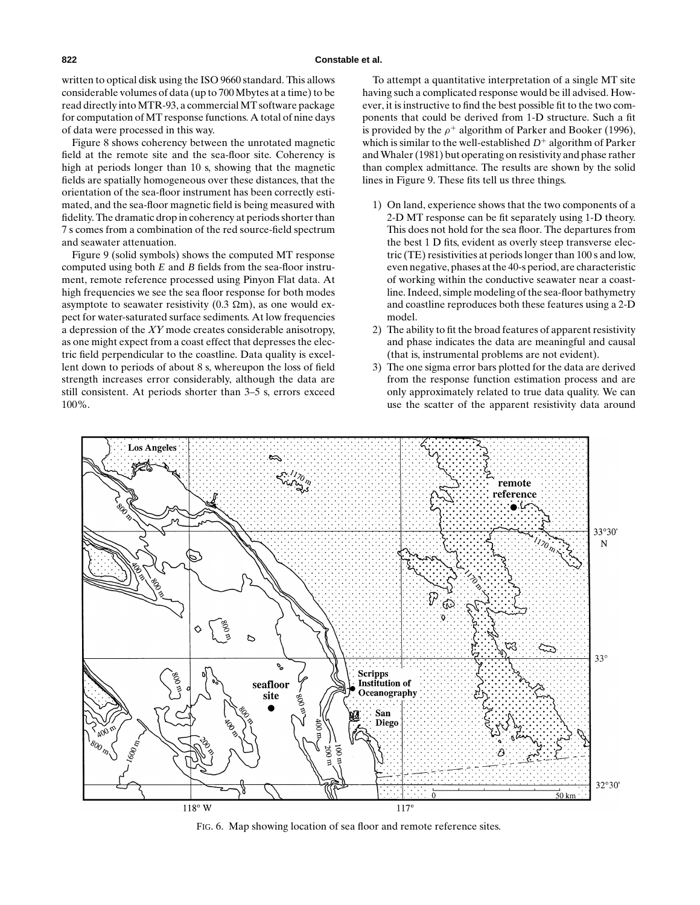written to optical disk using the ISO 9660 standard. This allows considerable volumes of data (up to 700 Mbytes at a time) to be read directly into MTR-93, a commercial MT software package for computation of MT response functions. A total of nine days of data were processed in this way.

Figure 8 shows coherency between the unrotated magnetic field at the remote site and the sea-floor site. Coherency is high at periods longer than 10 s, showing that the magnetic fields are spatially homogeneous over these distances, that the orientation of the sea-floor instrument has been correctly estimated, and the sea-floor magnetic field is being measured with fidelity. The dramatic drop in coherency at periods shorter than 7 s comes from a combination of the red source-field spectrum and seawater attenuation.

Figure 9 (solid symbols) shows the computed MT response computed using both $E$ and $B$ fields from the sea-floor instrument, remote reference processed using Pinyon Flat data. At high frequencies we see the sea floor response for both modes asymptote to seawater resistivity (0.3 Ωm), as one would expect for water-saturated surface sediments. At low frequencies a depression of the $XY$ mode creates considerable anisotropy, as one might expect from a coast effect that depresses the electric field perpendicular to the coastline. Data quality is excellent down to periods of about 8 s, whereupon the loss of field strength increases error considerably, although the data are still consistent. At periods shorter than 3–5 s, errors exceed 100%.

To attempt a quantitative interpretation of a single MT site having such a complicated response would be ill advised. However, it is instructive to find the best possible fit to the two components that could be derived from 1-D structure. Such a fit is provided by the $\rho^+$ algorithm of Parker and Booker (1996), which is similar to the well-established $D^+$ algorithm of Parker and Whaler (1981) but operating on resistivity and phase rather than complex admittance. The results are shown by the solid lines in Figure 9. These fits tell us three things.

1) On land, experience shows that the two components of a 2-D MT response can be fit separately using 1-D theory. This does not hold for the sea floor. The departures from the best 1 D fits, evident as overly steep transverse electric (TE) resistivities at periods longer than 100 s and low, even negative, phases at the 40-s period, are characteristic of working within the conductive seawater near a coastline. Indeed, simple modeling of the sea-floor bathymetry and coastline reproduces both these features using a 2-D model.
2) The ability to fit the broad features of apparent resistivity and phase indicates the data are meaningful and causal (that is, instrumental problems are not evident).
3) The one sigma error bars plotted for the data are derived from the response function estimation process and are only approximately related to true data quality. We can use the scatter of the apparent resistivity data around

FIG. 6. Map showing location of sea floor and remote reference sites.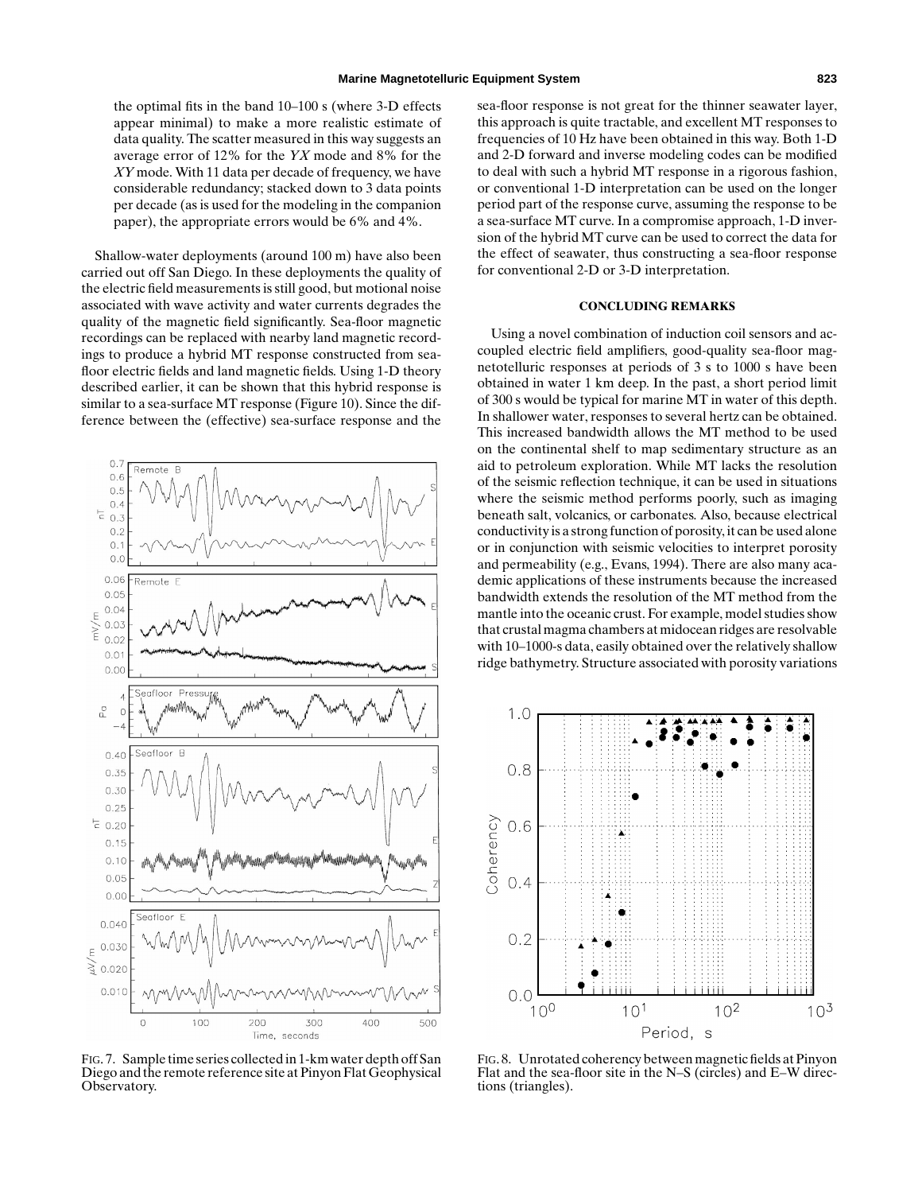the optimal fits in the band 10–100 s (where 3-D effects appear minimal) to make a more realistic estimate of data quality. The scatter measured in this way suggests an average error of 12% for the *YX* mode and 8% for the *XY* mode. With 11 data per decade of frequency, we have considerable redundancy; stacked down to 3 data points per decade (as is used for the modeling in the companion paper), the appropriate errors would be 6% and 4%.

Shallow-water deployments (around 100 m) have also been carried out off San Diego. In these deployments the quality of the electric field measurements is still good, but motional noise associated with wave activity and water currents degrades the quality of the magnetic field significantly. Sea-floor magnetic recordings can be replaced with nearby land magnetic recordings to produce a hybrid MT response constructed from sea-floor electric fields and land magnetic fields. Using 1-D theory described earlier, it can be shown that this hybrid response is similar to a sea-surface MT response (Figure 10). Since the difference between the (effective) sea-surface response and the sea-floor response is not great for the thinner seawater layer, this approach is quite tractable, and excellent MT responses to frequencies of 10 Hz have been obtained in this way. Both 1-D and 2-D forward and inverse modeling codes can be modified to deal with such a hybrid MT response in a rigorous fashion, or conventional 1-D interpretation can be used on the longer period part of the response curve, assuming the response to be a sea-surface MT curve. In a compromise approach, 1-D inversion of the hybrid MT curve can be used to correct the data for the effect of seawater, thus constructing a sea-floor response for conventional 2-D or 3-D interpretation.

FIG. 7. Sample time series collected in 1-km water depth off San Diego and the remote reference site at Pinyon Flat Geophysical Observatory.

## CONCLUDING REMARKS

Using a novel combination of induction coil sensors and ac-coupled electric field amplifiers, good-quality sea-floor magnetotelluric responses at periods of 3 s to 1000 s have been obtained in water 1 km deep. In the past, a short period limit of 300 s would be typical for marine MT in water of this depth. In shallower water, responses to several hertz can be obtained. This increased bandwidth allows the MT method to be used on the continental shelf to map sedimentary structure as an aid to petroleum exploration. While MT lacks the resolution of the seismic reflection technique, it can be used in situations where the seismic method performs poorly, such as imaging beneath salt, volcanics, or carbonates. Also, because electrical conductivity is a strong function of porosity, it can be used alone or in conjunction with seismic velocities to interpret porosity and permeability (e.g., Evans, 1994). There are also many academic applications of these instruments because the increased bandwidth extends the resolution of the MT method from the mantle into the oceanic crust. For example, model studies show that crustal magma chambers at midocean ridges are resolvable with 10–1000-s data, easily obtained over the relatively shallow ridge bathymetry. Structure associated with porosity variations

FIG. 8. Unrotated coherency between magnetic fields at Pinyon Flat and the sea-floor site in the N–S (circles) and E–W directions (triangles).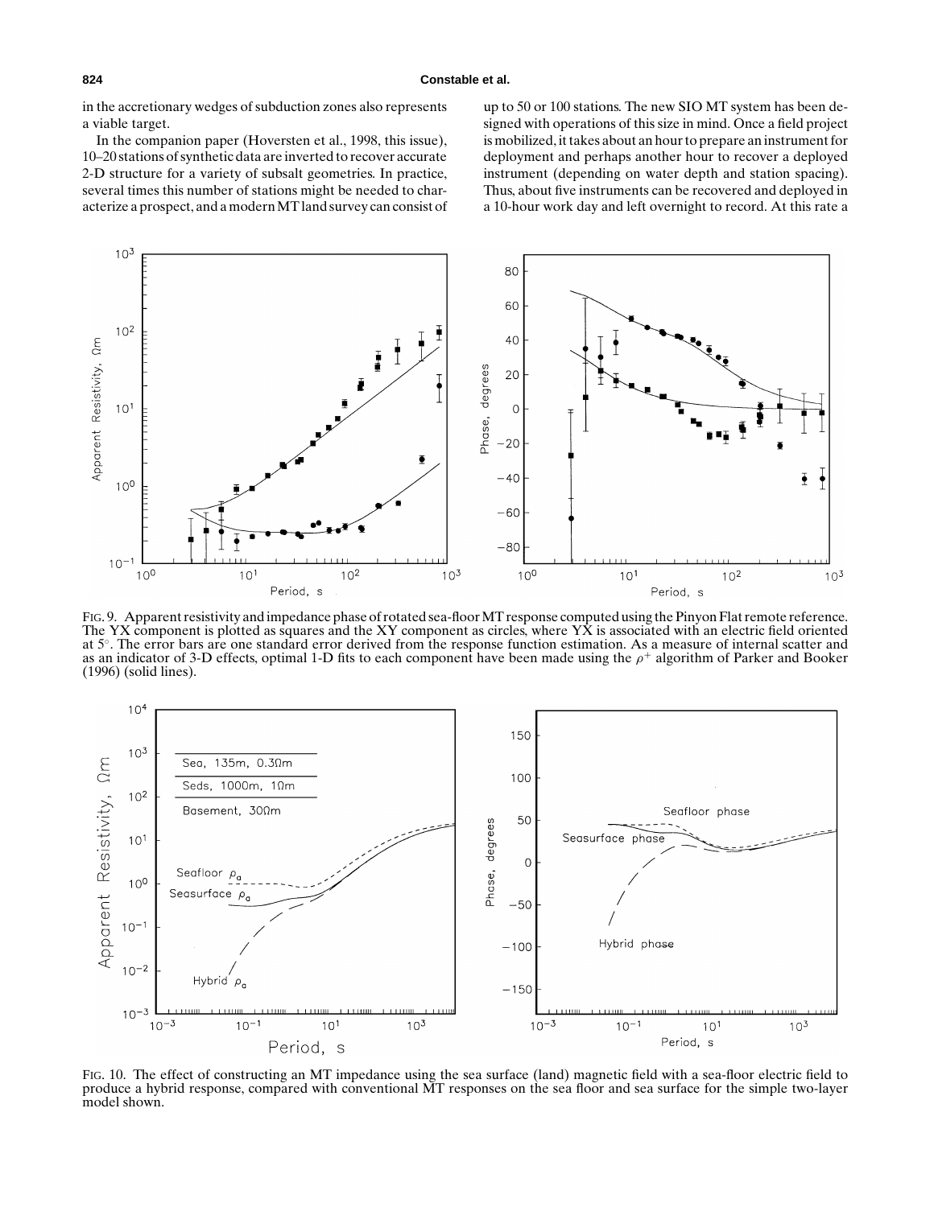in the accretionary wedges of subduction zones also represents a viable target.

In the companion paper (Hoversten et al., 1998, this issue), 10–20 stations of synthetic data are inverted to recover accurate 2-D structure for a variety of subsalt geometries. In practice, several times this number of stations might be needed to characterize a prospect, and a modern MT land survey can consist of up to 50 or 100 stations. The new SIO MT system has been designed with operations of this size in mind. Once a field project is mobilized, it takes about an hour to prepare an instrument for deployment and perhaps another hour to recover a deployed instrument (depending on water depth and station spacing). Thus, about five instruments can be recovered and deployed in a 10-hour work day and left overnight to record. At this rate a

FIG. 9. Apparent resistivity and impedance phase of rotated sea-floor MT response computed using the Pinyon Flat remote reference. The YX component is plotted as squares and the XY component as circles, where YX is associated with an electric field oriented at 5°. The error bars are one standard error derived from the response function estimation. As a measure of internal scatter and as an indicator of 3-D effects, optimal 1-D fits to each component have been made using the $\rho^+$ algorithm of Parker and Booker (1996) (solid lines).

FIG. 10. The effect of constructing an MT impedance using the sea surface (land) magnetic field with a sea-floor electric field to produce a hybrid response, compared with conventional MT responses on the sea floor and sea surface for the simple two-layer model shown.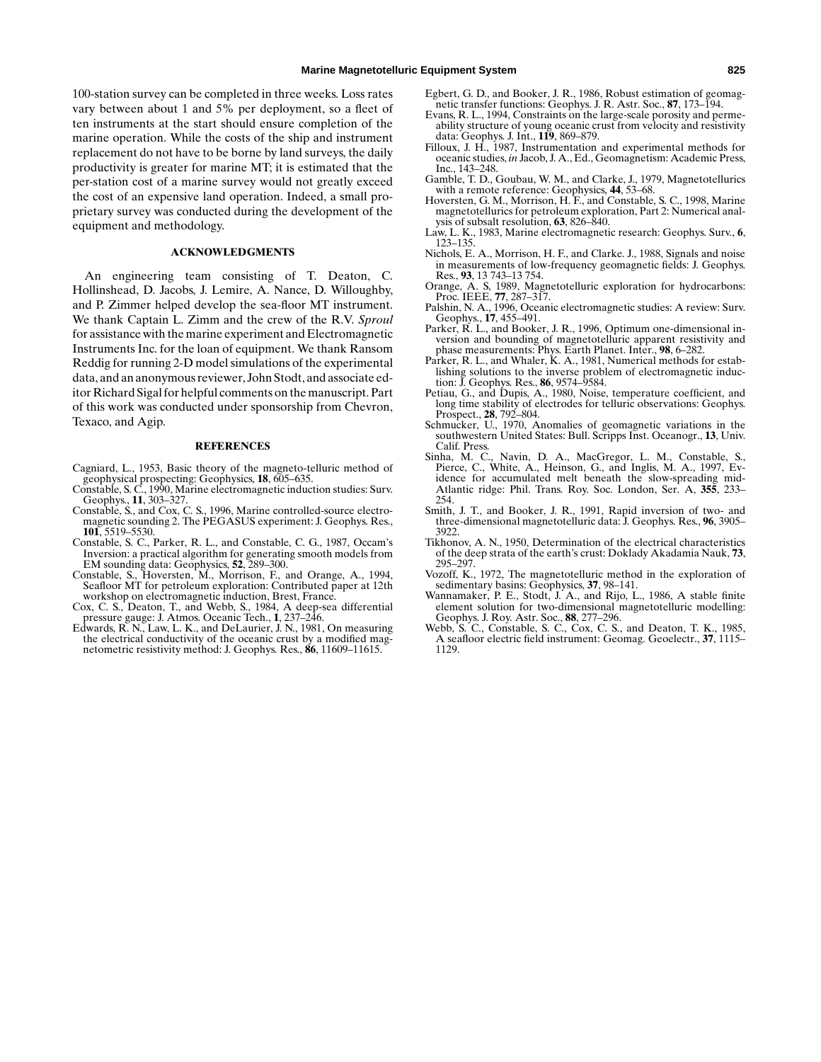100-station survey can be completed in three weeks. Loss rates vary between about 1 and 5% per deployment, so a fleet of ten instruments at the start should ensure completion of the marine operation. While the costs of the ship and instrument replacement do not have to be borne by land surveys, the daily productivity is greater for marine MT; it is estimated that the per-station cost of a marine survey would not greatly exceed the cost of an expensive land operation. Indeed, a small proprietary survey was conducted during the development of the equipment and methodology.

## ACKNOWLEDGMENTS

An engineering team consisting of T. Deaton, C. Hollinshead, D. Jacobs, J. Lemire, A. Nance, D. Willoughby, and P. Zimmer helped develop the sea-floor MT instrument. We thank Captain L. Zimm and the crew of the R.V. *Sproul* for assistance with the marine experiment and Electromagnetic Instruments Inc. for the loan of equipment. We thank Ransom Reddig for running 2-D model simulations of the experimental data, and an anonymous reviewer, John Stodt, and associate editor Richard Sigal for helpful comments on the manuscript. Part of this work was conducted under sponsorship from Chevron, Texaco, and Agip.

## REFERENCES

Cagniard, L., 1953, Basic theory of the magneto-telluric method of geophysical prospecting: Geophysics, **18**, 605–635.

Constable, S. C., 1990, Marine electromagnetic induction studies: Surv. Geophys., **11**, 303–327.

Constable, S., and Cox, C. S., 1996, Marine controlled-source electromagnetic sounding 2. The PEGASUS experiment: J. Geophys. Res., **101**, 5519–5530.

Constable, S. C., Parker, R. L., and Constable, C. G., 1987, Occam's Inversion: a practical algorithm for generating smooth models from EM sounding data: Geophysics, **52**, 289–300.

Constable, S., Hoversten, M., Morrison, F., and Orange, A., 1994, Seafloor MT for petroleum exploration: Contributed paper at 12th workshop on electromagnetic induction, Brest, France.

Cox, C. S., Deaton, T., and Webb, S., 1984, A deep-sea differential pressure gauge: J. Atmos. Oceanic Tech., **1**, 237–246.

Edwards, R. N., Law, L. K., and DeLaurier, J. N., 1981, On measuring the electrical conductivity of the oceanic crust by a modified magnetometric resistivity method: J. Geophys. Res., **86**, 11609–11615.

Egbert, G. D., and Booker, J. R., 1986, Robust estimation of geomagnetic transfer functions: Geophys. J. R. Astr. Soc., **87**, 173–194.

Evans, R. L., 1994, Constraints on the large-scale porosity and permeability structure of young oceanic crust from velocity and resistivity data: Geophys. J. Int., **119**, 869–879.

Filloux, J. H., 1987, Instrumentation and experimental methods for oceanic studies, *in* Jacob, J. A., Ed., Geomagnetism: Academic Press, Inc., 143–248.

Gamble, T. D., Goubau, W. M., and Clarke, J., 1979, Magnetotellurics with a remote reference: Geophysics, **44**, 53–68.

Hoversten, G. M., Morrison, H. F., and Constable, S. C., 1998, Marine magnetotellurics for petroleum exploration, Part 2: Numerical analysis of subsalt resolution, **63**, 826–840.

Law, L. K., 1983, Marine electromagnetic research: Geophys. Surv., **6**, 123–135.

Nichols, E. A., Morrison, H. F., and Clarke. J., 1988, Signals and noise in measurements of low-frequency geomagnetic fields: J. Geophys. Res., **93**, 13 743–13 754.

Orange, A. S, 1989, Magnetotelluric exploration for hydrocarbons: Proc. IEEE, **77**, 287–317.

Palshin, N. A., 1996, Oceanic electromagnetic studies: A review: Surv. Geophys., **17**, 455–491.

Parker, R. L., and Booker, J. R., 1996, Optimum one-dimensional inversion and bounding of magnetotelluric apparent resistivity and phase measurements: Phys. Earth Planet. Inter., **98**, 6–282.

Parker, R. L., and Whaler, K. A., 1981, Numerical methods for establishing solutions to the inverse problem of electromagnetic induction: J. Geophys. Res., **86**, 9574–9584.

Petiau, G., and Dupis, A., 1980, Noise, temperature coefficient, and long time stability of electrodes for telluric observations: Geophys. Prospect., **28**, 792–804.

Schmucker, U., 1970, Anomalies of geomagnetic variations in the southwestern United States: Bull. Scripps Inst. Oceanogr., **13**, Univ. Calif. Press.

Sinha, M. C., Navin, D. A., MacGregor, L. M., Constable, S., Pierce, C., White, A., Heinson, G., and Inglis, M. A., 1997, Evidence for accumulated melt beneath the slow-spreading mid-Atlantic ridge: Phil. Trans. Roy. Soc. London, Ser. A, **355**, 233–254.

Smith, J. T., and Booker, J. R., 1991, Rapid inversion of two- and three-dimensional magnetotelluric data: J. Geophys. Res., **96**, 3905–3922.

Tikhonov, A. N., 1950, Determination of the electrical characteristics of the deep strata of the earth's crust: Doklady Akadamia Nauk, **73**, 295–297.

Vozoff, K., 1972, The magnetotelluric method in the exploration of sedimentary basins: Geophysics, **37**, 98–141.

Wannamaker, P. E., Stodt, J. A., and Rijo, L., 1986, A stable finite element solution for two-dimensional magnetotelluric modelling: Geophys. J. Roy. Astr. Soc., **88**, 277–296.

Webb, S. C., Constable, S. C., Cox, C. S., and Deaton, T. K., 1985, A seafloor electric field instrument: Geomag. Geoelectr., **37**, 1115–1129.